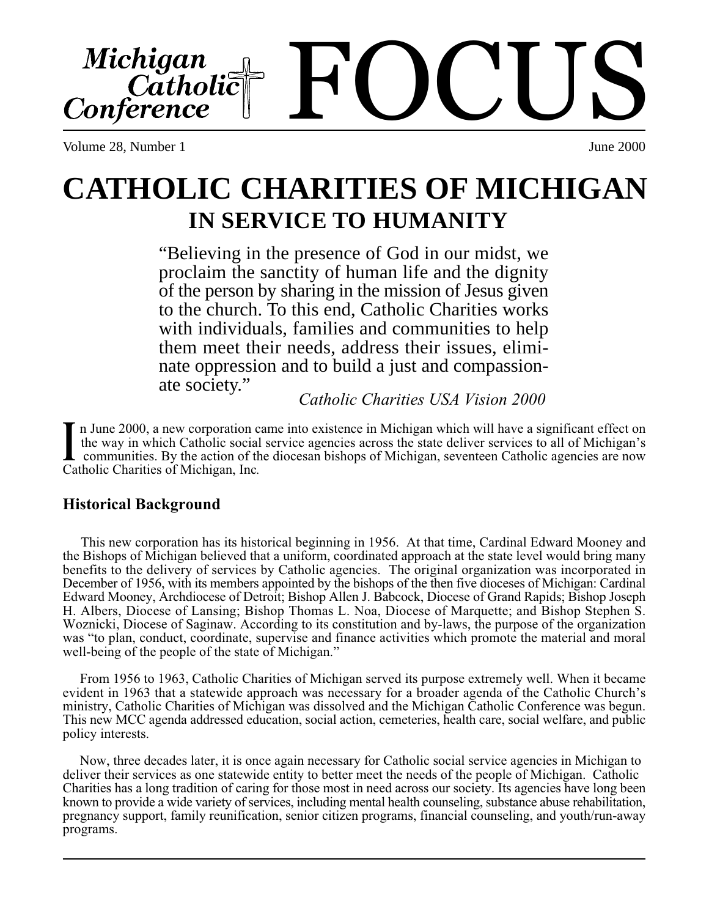# Michigan Catholic Conference FOCUS

Volume 28, Number 1 June 2000

# CATHOLIC CHARITIES OF MICHIGAN

## IN SERVICE TO HUMANITY

"Believing in the presence of God in our midst, we proclaim the sanctity of human life and the dignity of the person by sharing in the mission of Jesus given to the church. To this end, Catholic Charities works with individuals, families and communities to help them meet their needs, address their issues, eliminate oppression and to build a just and compassionate society."

*Catholic Charities USA Vision 2000*

In June 2000, a new corporation came into existence in Michigan which will have a significant effect on the way in which Catholic social service agencies across the state deliver services to all of Michigan's communities. By the action of the diocesan bishops of Michigan, seventeen Catholic agencies are now Catholic Charities of Michigan, Inc.

### Historical Background

This new corporation has its historical beginning in 1956. At that time, Cardinal Edward Mooney and the Bishops of Michigan believed that a uniform, coordinated approach at the state level would bring many benefits to the delivery of services by Catholic agencies. The original organization was incorporated in December of 1956, with its members appointed by the bishops of the then five dioceses of Michigan: Cardinal Edward Mooney, Archdiocese of Detroit; Bishop Allen J. Babcock, Diocese of Grand Rapids; Bishop Joseph H. Albers, Diocese of Lansing; Bishop Thomas L. Noa, Diocese of Marquette; and Bishop Stephen S. Woznicki, Diocese of Saginaw. According to its constitution and by-laws, the purpose of the organization was "to plan, conduct, coordinate, supervise and finance activities which promote the material and moral well-being of the people of the state of Michigan."

From 1956 to 1963, Catholic Charities of Michigan served its purpose extremely well. When it became evident in 1963 that a statewide approach was necessary for a broader agenda of the Catholic Church's ministry, Catholic Charities of Michigan was dissolved and the Michigan Catholic Conference was begun. This new MCC agenda addressed education, social action, cemeteries, health care, social welfare, and public policy interests.

Now, three decades later, it is once again necessary for Catholic social service agencies in Michigan to deliver their services as one statewide entity to better meet the needs of the people of Michigan. Catholic Charities has a long tradition of caring for those most in need across our society. Its agencies have long been known to provide a wide variety of services, including mental health counseling, substance abuse rehabilitation, pregnancy support, family reunification, senior citizen programs, financial counseling, and youth/run-away programs.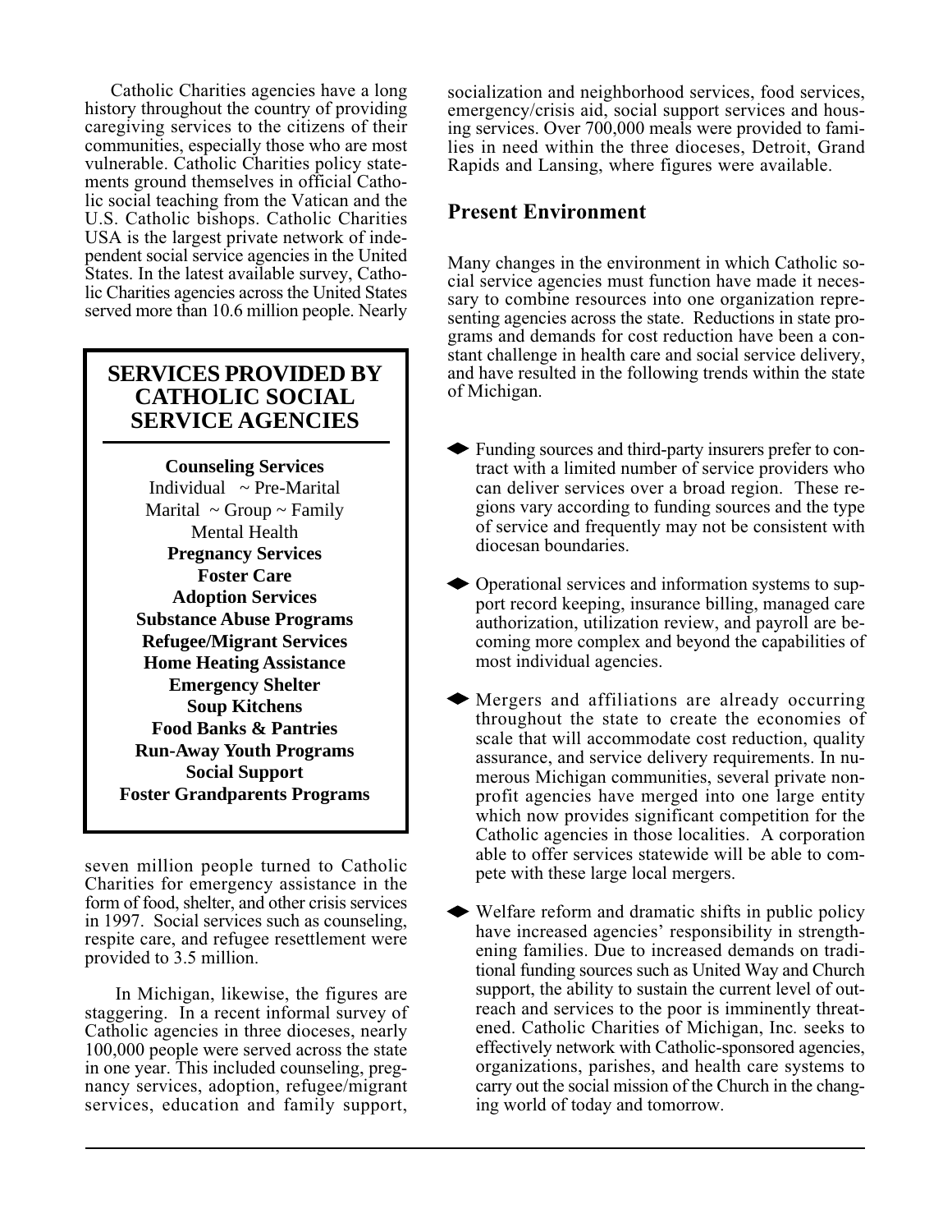Catholic Charities agencies have a long history throughout the country of providing caregiving services to the citizens of their communities, especially those who are most vulnerable. Catholic Charities policy statements ground themselves in official Catholic social teaching from the Vatican and the U.S. Catholic bishops. Catholic Charities USA is the largest private network of independent social service agencies in the United States. In the latest available survey, Catholic Charities agencies across the United States served more than 10.6 million people. Nearly seven million people turned to Catholic Charities for emergency assistance in the form of food, shelter, and other crisis services in 1997. Social services such as counseling, respite care, and refugee resettlement were provided to 3.5 million.

> ## SERVICES PROVIDED BY CATHOLIC SOCIAL SERVICE AGENCIES
>
> **Counseling Services**
> Individual ~ Pre-Marital
> Marital ~ Group ~ Family
> Mental Health
> **Pregnancy Services**
> **Foster Care**
> **Adoption Services**
> **Substance Abuse Programs**
> **Refugee/Migrant Services**
> **Home Heating Assistance**
> **Emergency Shelter**
> **Soup Kitchens**
> **Food Banks & Pantries**
> **Run-Away Youth Programs**
> **Social Support**
> **Foster Grandparents Programs**

In Michigan, likewise, the figures are staggering. In a recent informal survey of Catholic agencies in three dioceses, nearly 100,000 people were served across the state in one year. This included counseling, pregnancy services, adoption, refugee/migrant services, education and family support, socialization and neighborhood services, food services, emergency/crisis aid, social support services and housing services. Over 700,000 meals were provided to families in need within the three dioceses, Detroit, Grand Rapids and Lansing, where figures were available.

## Present Environment

Many changes in the environment in which Catholic social service agencies must function have made it necessary to combine resources into one organization representing agencies across the state. Reductions in state programs and demands for cost reduction have been a constant challenge in health care and social service delivery, and have resulted in the following trends within the state of Michigan.

- Funding sources and third-party insurers prefer to contract with a limited number of service providers who can deliver services over a broad region. These regions vary according to funding sources and the type of service and frequently may not be consistent with diocesan boundaries.

- Operational services and information systems to support record keeping, insurance billing, managed care authorization, utilization review, and payroll are becoming more complex and beyond the capabilities of most individual agencies.

- Mergers and affiliations are already occurring throughout the state to create the economies of scale that will accommodate cost reduction, quality assurance, and service delivery requirements. In numerous Michigan communities, several private nonprofit agencies have merged into one large entity which now provides significant competition for the Catholic agencies in those localities. A corporation able to offer services statewide will be able to compete with these large local mergers.

- Welfare reform and dramatic shifts in public policy have increased agencies' responsibility in strengthening families. Due to increased demands on traditional funding sources such as United Way and Church support, the ability to sustain the current level of outreach and services to the poor is imminently threatened. Catholic Charities of Michigan, Inc. seeks to effectively network with Catholic-sponsored agencies, organizations, parishes, and health care systems to carry out the social mission of the Church in the changing world of today and tomorrow.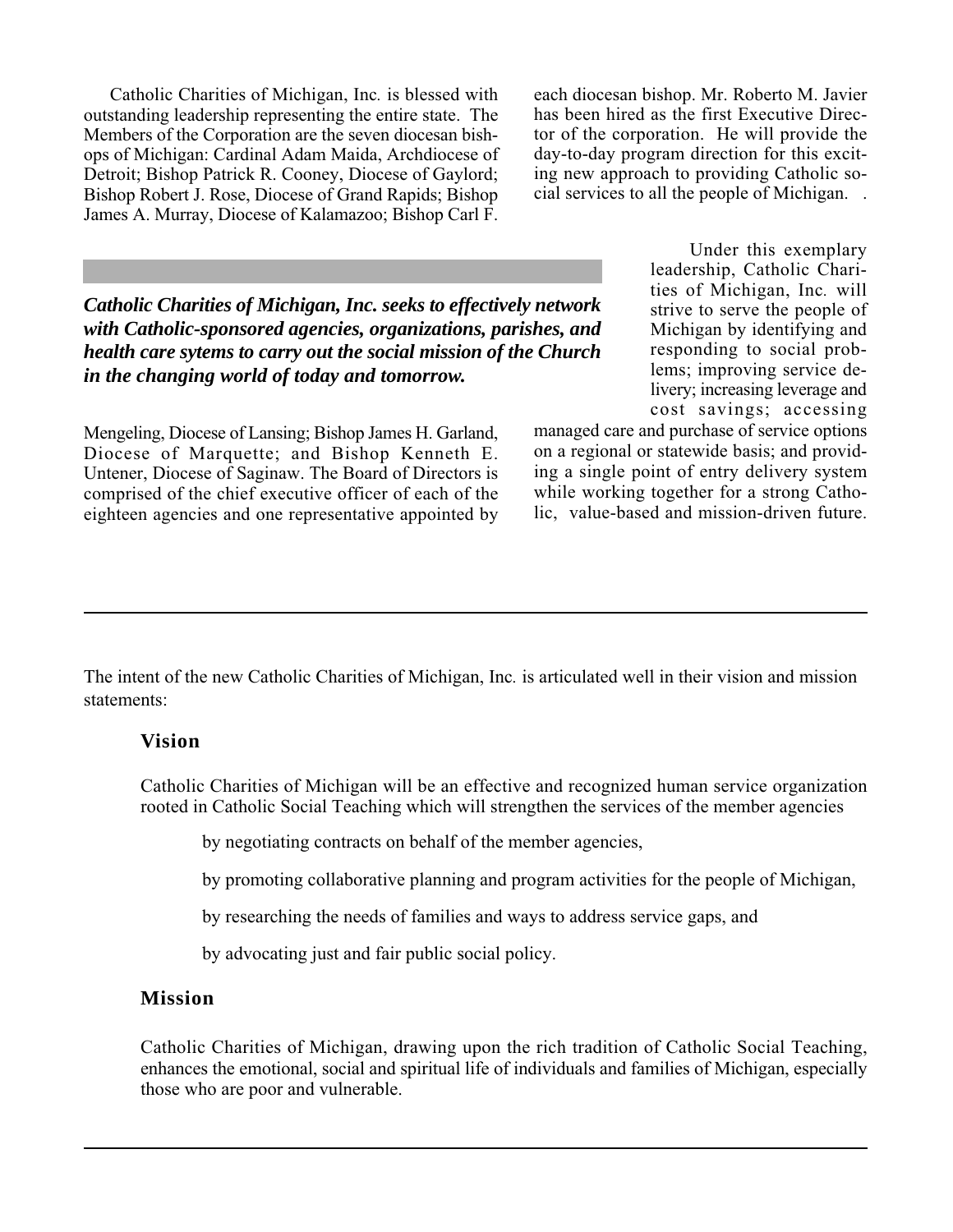Catholic Charities of Michigan, Inc. is blessed with outstanding leadership representing the entire state. The Members of the Corporation are the seven diocesan bishops of Michigan: Cardinal Adam Maida, Archdiocese of Detroit; Bishop Patrick R. Cooney, Diocese of Gaylord; Bishop Robert J. Rose, Diocese of Grand Rapids; Bishop James A. Murray, Diocese of Kalamazoo; Bishop Carl F. Mengeling, Diocese of Lansing; Bishop James H. Garland, Diocese of Marquette; and Bishop Kenneth E. Untener, Diocese of Saginaw. The Board of Directors is comprised of the chief executive officer of each of the eighteen agencies and one representative appointed by each diocesan bishop. Mr. Roberto M. Javier has been hired as the first Executive Director of the corporation. He will provide the day-to-day program direction for this exciting new approach to providing Catholic social services to all the people of Michigan.

***Catholic Charities of Michigan, Inc. seeks to effectively network with Catholic-sponsored agencies, organizations, parishes, and health care sytems to carry out the social mission of the Church in the changing world of today and tomorrow.***

Under this exemplary leadership, Catholic Charities of Michigan, Inc. will strive to serve the people of Michigan by identifying and responding to social problems; improving service delivery; increasing leverage and cost savings; accessing managed care and purchase of service options on a regional or statewide basis; and providing a single point of entry delivery system while working together for a strong Catholic, value-based and mission-driven future.

---

The intent of the new Catholic Charities of Michigan, Inc. is articulated well in their vision and mission statements:

### Vision

Catholic Charities of Michigan will be an effective and recognized human service organization rooted in Catholic Social Teaching which will strengthen the services of the member agencies

by negotiating contracts on behalf of the member agencies,

by promoting collaborative planning and program activities for the people of Michigan,

by researching the needs of families and ways to address service gaps, and

by advocating just and fair public social policy.

### Mission

Catholic Charities of Michigan, drawing upon the rich tradition of Catholic Social Teaching, enhances the emotional, social and spiritual life of individuals and families of Michigan, especially those who are poor and vulnerable.

---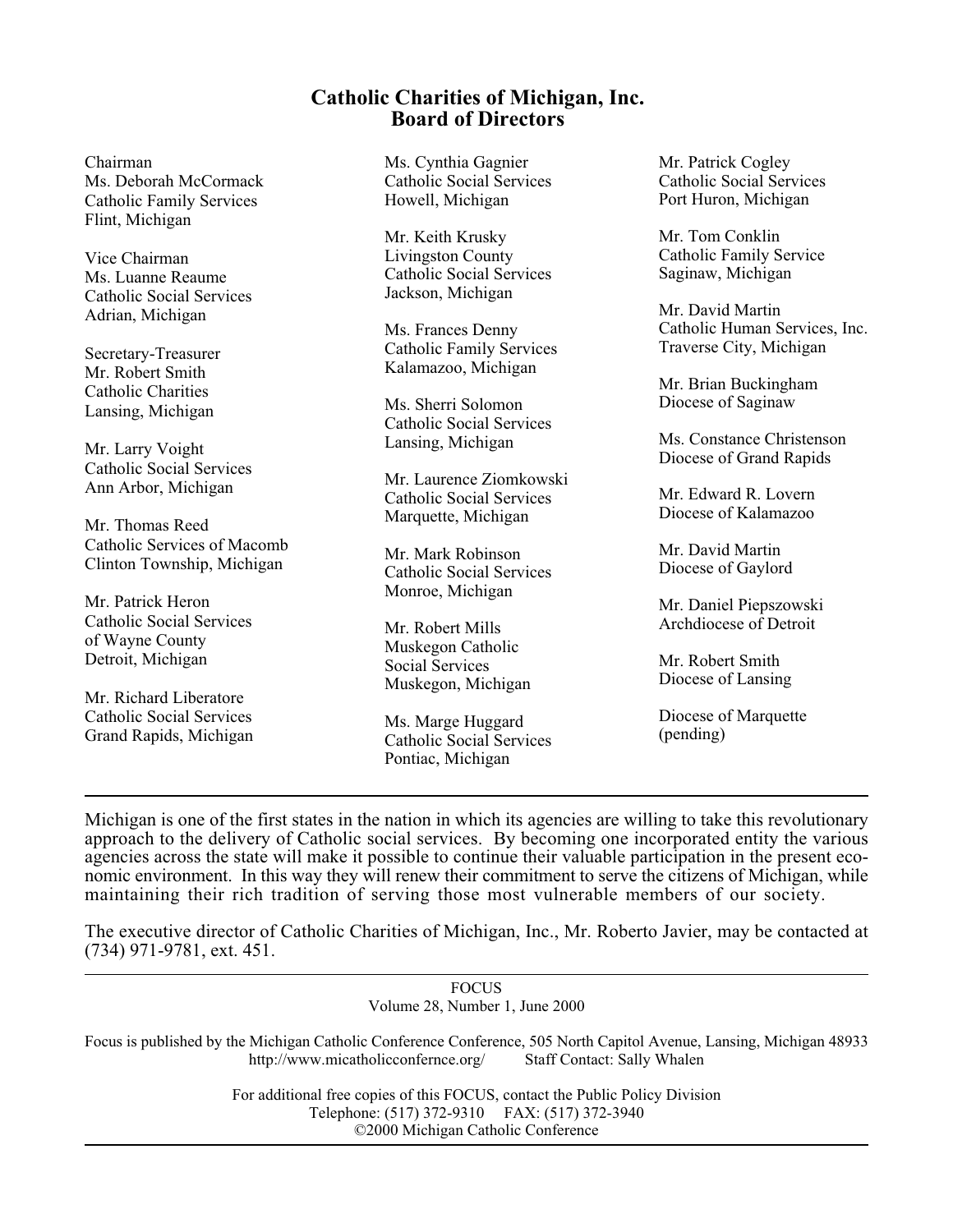## Catholic Charities of Michigan, Inc.
## Board of Directors

Chairman
Ms. Deborah McCormack
Catholic Family Services
Flint, Michigan

Vice Chairman
Ms. Luanne Reaume
Catholic Social Services
Adrian, Michigan

Secretary-Treasurer
Mr. Robert Smith
Catholic Charities
Lansing, Michigan

Mr. Larry Voight
Catholic Social Services
Ann Arbor, Michigan

Mr. Thomas Reed
Catholic Services of Macomb
Clinton Township, Michigan

Mr. Patrick Heron
Catholic Social Services
of Wayne County
Detroit, Michigan

Mr. Richard Liberatore
Catholic Social Services
Grand Rapids, Michigan

Ms. Cynthia Gagnier
Catholic Social Services
Howell, Michigan

Mr. Keith Krusky
Livingston County
Catholic Social Services
Jackson, Michigan

Ms. Frances Denny
Catholic Family Services
Kalamazoo, Michigan

Ms. Sherri Solomon
Catholic Social Services
Lansing, Michigan

Mr. Laurence Ziomkowski
Catholic Social Services
Marquette, Michigan

Mr. Mark Robinson
Catholic Social Services
Monroe, Michigan

Mr. Robert Mills
Muskegon Catholic
Social Services
Muskegon, Michigan

Ms. Marge Huggard
Catholic Social Services
Pontiac, Michigan

Mr. Patrick Cogley
Catholic Social Services
Port Huron, Michigan

Mr. Tom Conklin
Catholic Family Service
Saginaw, Michigan

Mr. David Martin
Catholic Human Services, Inc.
Traverse City, Michigan

Mr. Brian Buckingham
Diocese of Saginaw

Ms. Constance Christenson
Diocese of Grand Rapids

Mr. Edward R. Lovern
Diocese of Kalamazoo

Mr. David Martin
Diocese of Gaylord

Mr. Daniel Piepszowski
Archdiocese of Detroit

Mr. Robert Smith
Diocese of Lansing

Diocese of Marquette
(pending)

---

Michigan is one of the first states in the nation in which its agencies are willing to take this revolutionary approach to the delivery of Catholic social services. By becoming one incorporated entity the various agencies across the state will make it possible to continue their valuable participation in the present economic environment. In this way they will renew their commitment to serve the citizens of Michigan, while maintaining their rich tradition of serving those most vulnerable members of our society.

The executive director of Catholic Charities of Michigan, Inc., Mr. Roberto Javier, may be contacted at (734) 971-9781, ext. 451.

---

FOCUS
Volume 28, Number 1, June 2000

Focus is published by the Michigan Catholic Conference Conference, 505 North Capitol Avenue, Lansing, Michigan 48933
http://www.micatholicconfernce.org/ Staff Contact: Sally Whalen

For additional free copies of this FOCUS, contact the Public Policy Division
Telephone: (517) 372-9310 FAX: (517) 372-3940
©2000 Michigan Catholic Conference